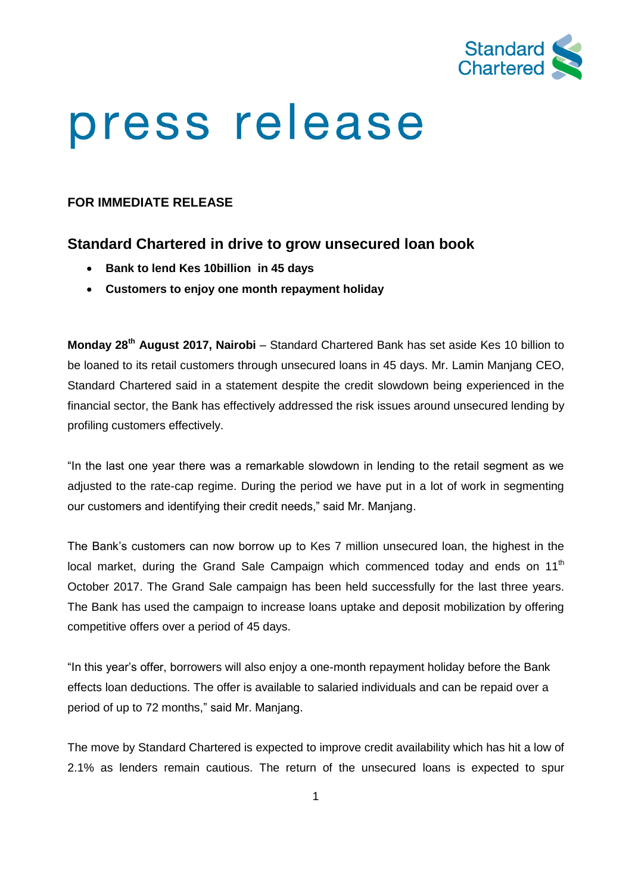# press release

**FOR IMMEDIATE RELEASE**

## Standard Chartered in drive to grow unsecured loan book

- **Bank to lend Kes 10billion in 45 days**
- **Customers to enjoy one month repayment holiday**

**Monday 28th August 2017, Nairobi** – Standard Chartered Bank has set aside Kes 10 billion to be loaned to its retail customers through unsecured loans in 45 days. Mr. Lamin Manjang CEO, Standard Chartered said in a statement despite the credit slowdown being experienced in the financial sector, the Bank has effectively addressed the risk issues around unsecured lending by profiling customers effectively.

"In the last one year there was a remarkable slowdown in lending to the retail segment as we adjusted to the rate-cap regime. During the period we have put in a lot of work in segmenting our customers and identifying their credit needs," said Mr. Manjang.

The Bank's customers can now borrow up to Kes 7 million unsecured loan, the highest in the local market, during the Grand Sale Campaign which commenced today and ends on 11th October 2017. The Grand Sale campaign has been held successfully for the last three years. The Bank has used the campaign to increase loans uptake and deposit mobilization by offering competitive offers over a period of 45 days.

"In this year's offer, borrowers will also enjoy a one-month repayment holiday before the Bank effects loan deductions. The offer is available to salaried individuals and can be repaid over a period of up to 72 months," said Mr. Manjang.

The move by Standard Chartered is expected to improve credit availability which has hit a low of 2.1% as lenders remain cautious. The return of the unsecured loans is expected to spur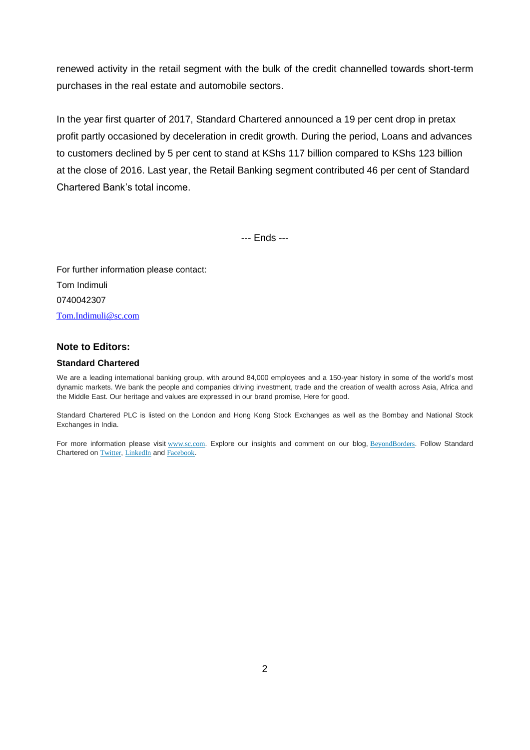renewed activity in the retail segment with the bulk of the credit channelled towards short-term purchases in the real estate and automobile sectors.

In the year first quarter of 2017, Standard Chartered announced a 19 per cent drop in pretax profit partly occasioned by deceleration in credit growth. During the period, Loans and advances to customers declined by 5 per cent to stand at KShs 117 billion compared to KShs 123 billion at the close of 2016. Last year, the Retail Banking segment contributed 46 per cent of Standard Chartered Bank's total income.

--- Ends ---

For further information please contact:
Tom Indimuli
0740042307
Tom.Indimuli@sc.com

## Note to Editors:

### Standard Chartered

We are a leading international banking group, with around 84,000 employees and a 150-year history in some of the world's most dynamic markets. We bank the people and companies driving investment, trade and the creation of wealth across Asia, Africa and the Middle East. Our heritage and values are expressed in our brand promise, Here for good.

Standard Chartered PLC is listed on the London and Hong Kong Stock Exchanges as well as the Bombay and National Stock Exchanges in India.

For more information please visit www.sc.com. Explore our insights and comment on our blog, BeyondBorders. Follow Standard Chartered on Twitter, LinkedIn and Facebook.